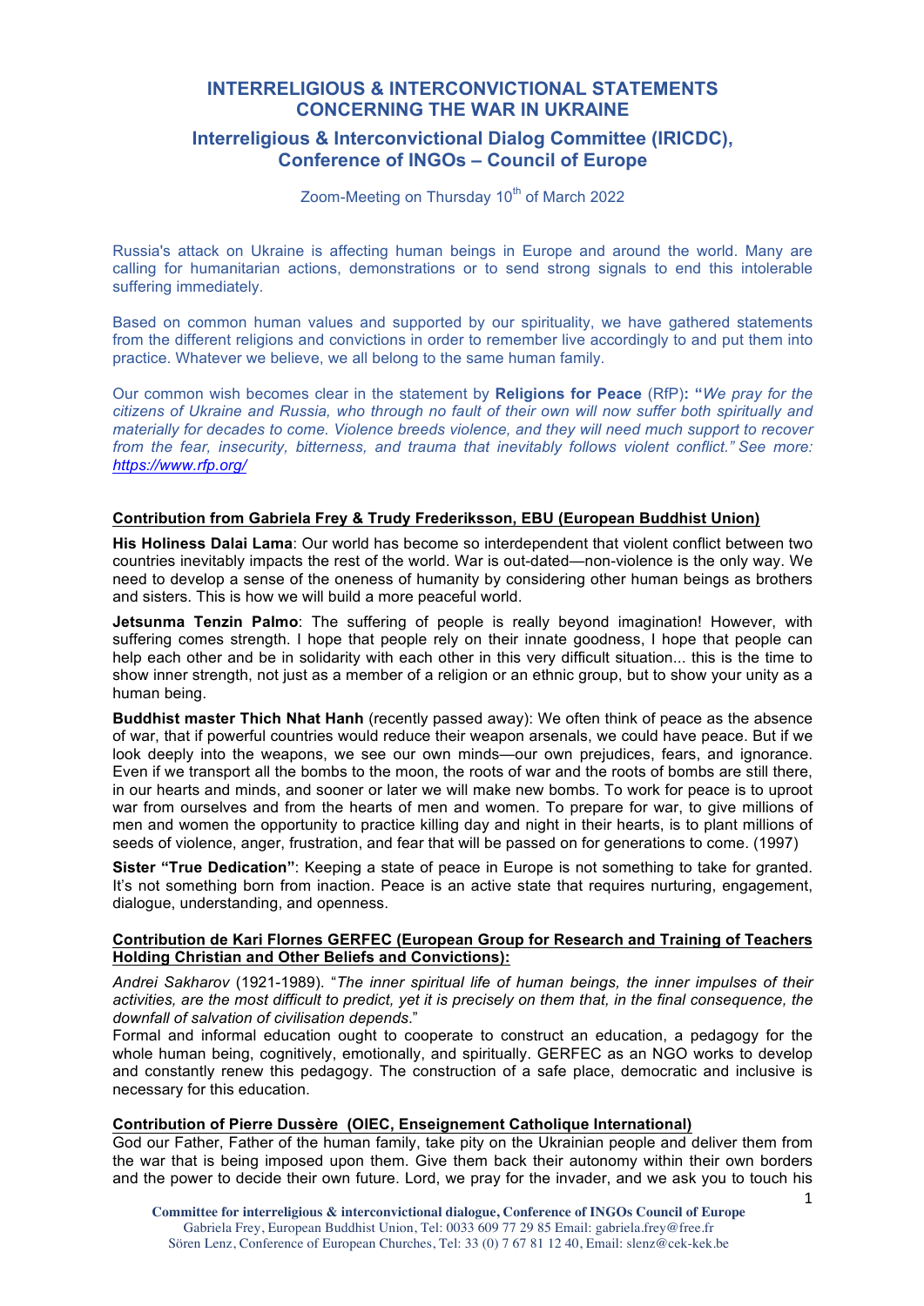# INTERRELIGIOUS & INTERCONVICTIONAL STATEMENTS CONCERNING THE WAR IN UKRAINE

## Interreligious & Interconvictional Dialog Committee (IRICDC), Conference of INGOs – Council of Europe

Zoom-Meeting on Thursday 10th of March 2022

Russia's attack on Ukraine is affecting human beings in Europe and around the world. Many are calling for humanitarian actions, demonstrations or to send strong signals to end this intolerable suffering immediately.

Based on common human values and supported by our spirituality, we have gathered statements from the different religions and convictions in order to remember live accordingly to and put them into practice. Whatever we believe, we all belong to the same human family.

Our common wish becomes clear in the statement by **Religions for Peace** (RfP)**: "***We pray for the citizens of Ukraine and Russia, who through no fault of their own will now suffer both spiritually and materially for decades to come. Violence breeds violence, and they will need much support to recover from the fear, insecurity, bitterness, and trauma that inevitably follows violent conflict."* See more: *https://www.rfp.org/*

### Contribution from Gabriela Frey & Trudy Frederiksson, EBU (European Buddhist Union)

**His Holiness Dalai Lama**: Our world has become so interdependent that violent conflict between two countries inevitably impacts the rest of the world. War is out-dated—non-violence is the only way. We need to develop a sense of the oneness of humanity by considering other human beings as brothers and sisters. This is how we will build a more peaceful world.

**Jetsunma Tenzin Palmo**: The suffering of people is really beyond imagination! However, with suffering comes strength. I hope that people rely on their innate goodness, I hope that people can help each other and be in solidarity with each other in this very difficult situation... this is the time to show inner strength, not just as a member of a religion or an ethnic group, but to show your unity as a human being.

**Buddhist master Thich Nhat Hanh** (recently passed away): We often think of peace as the absence of war, that if powerful countries would reduce their weapon arsenals, we could have peace. But if we look deeply into the weapons, we see our own minds—our own prejudices, fears, and ignorance. Even if we transport all the bombs to the moon, the roots of war and the roots of bombs are still there, in our hearts and minds, and sooner or later we will make new bombs. To work for peace is to uproot war from ourselves and from the hearts of men and women. To prepare for war, to give millions of men and women the opportunity to practice killing day and night in their hearts, is to plant millions of seeds of violence, anger, frustration, and fear that will be passed on for generations to come. (1997)

**Sister "True Dedication"**: Keeping a state of peace in Europe is not something to take for granted. It's not something born from inaction. Peace is an active state that requires nurturing, engagement, dialogue, understanding, and openness.

### Contribution de Kari Flornes GERFEC (European Group for Research and Training of Teachers Holding Christian and Other Beliefs and Convictions):

*Andrei Sakharov* (1921-1989). "*The inner spiritual life of human beings, the inner impulses of their activities, are the most difficult to predict, yet it is precisely on them that, in the final consequence, the downfall of salvation of civilisation depends*."
Formal and informal education ought to cooperate to construct an education, a pedagogy for the whole human being, cognitively, emotionally, and spiritually. GERFEC as an NGO works to develop and constantly renew this pedagogy. The construction of a safe place, democratic and inclusive is necessary for this education.

### Contribution of Pierre Dussère (OIEC, Enseignement Catholique International)

God our Father, Father of the human family, take pity on the Ukrainian people and deliver them from the war that is being imposed upon them. Give them back their autonomy within their own borders and the power to decide their own future. Lord, we pray for the invader, and we ask you to touch his

**Committee for interreligious & interconvictional dialogue, Conference of INGOs Council of Europe**
Gabriela Frey, European Buddhist Union, Tel: 0033 609 77 29 85 Email: gabriela.frey@free.fr
Sören Lenz, Conference of European Churches, Tel: 33 (0) 7 67 81 12 40, Email: slenz@cek-kek.be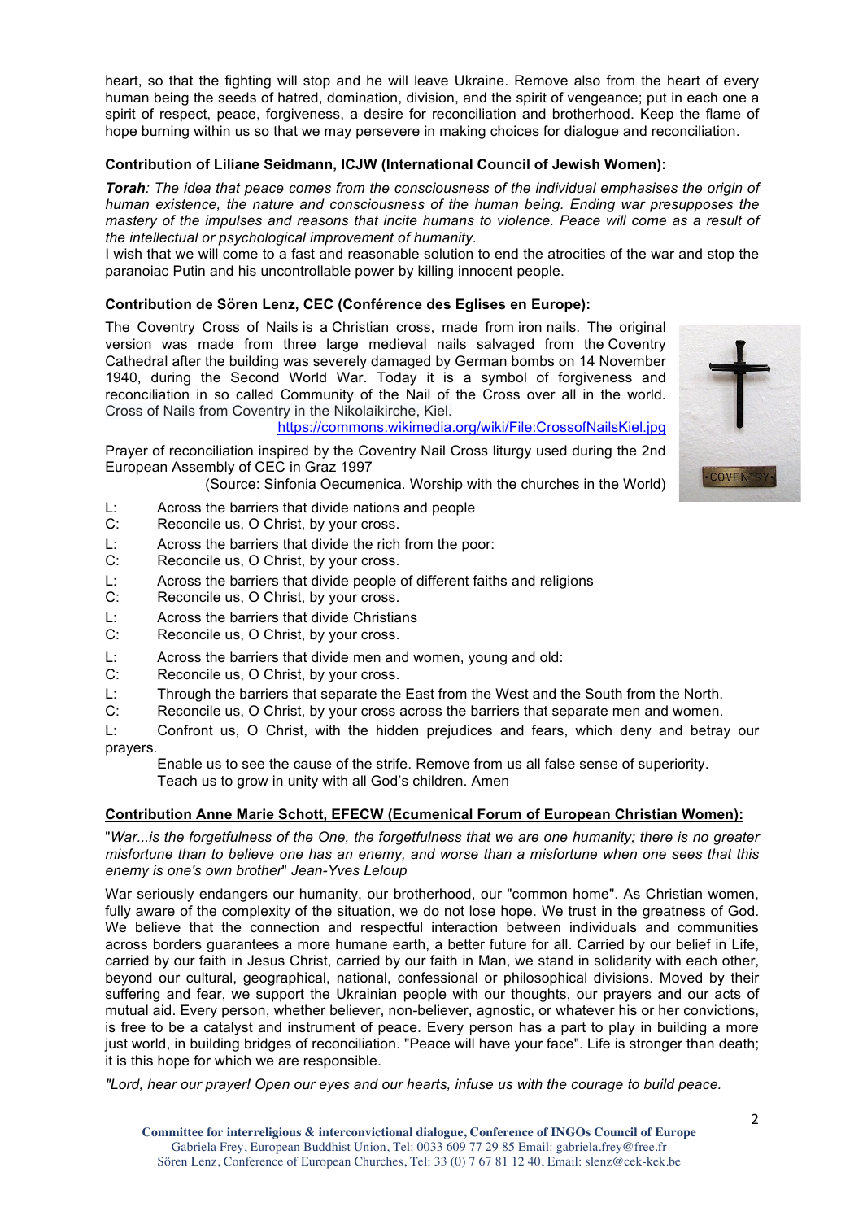heart, so that the fighting will stop and he will leave Ukraine. Remove also from the heart of every human being the seeds of hatred, domination, division, and the spirit of vengeance; put in each one a spirit of respect, peace, forgiveness, a desire for reconciliation and brotherhood. Keep the flame of hope burning within us so that we may persevere in making choices for dialogue and reconciliation.

**Contribution of Liliane Seidmann, ICJW (International Council of Jewish Women):**

***Torah****: The idea that peace comes from the consciousness of the individual emphasises the origin of human existence, the nature and consciousness of the human being. Ending war presupposes the mastery of the impulses and reasons that incite humans to violence. Peace will come as a result of the intellectual or psychological improvement of humanity*.

I wish that we will come to a fast and reasonable solution to end the atrocities of the war and stop the paranoiac Putin and his uncontrollable power by killing innocent people.

**Contribution de Sören Lenz, CEC (Conférence des Eglises en Europe):**

The Coventry Cross of Nails is a Christian cross, made from iron nails. The original version was made from three large medieval nails salvaged from the Coventry Cathedral after the building was severely damaged by German bombs on 14 November 1940, during the Second World War. Today it is a symbol of forgiveness and reconciliation in so called Community of the Nail of the Cross over all in the world. Cross of Nails from Coventry in the Nikolaikirche, Kiel.

https://commons.wikimedia.org/wiki/File:CrossofNailsKiel.jpg

Prayer of reconciliation inspired by the Coventry Nail Cross liturgy used during the 2nd European Assembly of CEC in Graz 1997

(Source: Sinfonia Oecumenica. Worship with the churches in the World)

L: Across the barriers that divide nations and people
C: Reconcile us, O Christ, by your cross.

L: Across the barriers that divide the rich from the poor:
C: Reconcile us, O Christ, by your cross.

L: Across the barriers that divide people of different faiths and religions
C: Reconcile us, O Christ, by your cross.

L: Across the barriers that divide Christians
C: Reconcile us, O Christ, by your cross.

L: Across the barriers that divide men and women, young and old:
C: Reconcile us, O Christ, by your cross.

L: Through the barriers that separate the East from the West and the South from the North.
C: Reconcile us, O Christ, by your cross across the barriers that separate men and women.

L: Confront us, O Christ, with the hidden prejudices and fears, which deny and betray our prayers.

Enable us to see the cause of the strife. Remove from us all false sense of superiority.
Teach us to grow in unity with all God's children. Amen

**Contribution Anne Marie Schott, EFECW (Ecumenical Forum of European Christian Women):**

"*War...is the forgetfulness of the One, the forgetfulness that we are one humanity; there is no greater misfortune than to believe one has an enemy, and worse than a misfortune when one sees that this enemy is one's own brother*" *Jean-Yves Leloup*

War seriously endangers our humanity, our brotherhood, our "common home". As Christian women, fully aware of the complexity of the situation, we do not lose hope. We trust in the greatness of God. We believe that the connection and respectful interaction between individuals and communities across borders guarantees a more humane earth, a better future for all. Carried by our belief in Life, carried by our faith in Jesus Christ, carried by our faith in Man, we stand in solidarity with each other, beyond our cultural, geographical, national, confessional or philosophical divisions. Moved by their suffering and fear, we support the Ukrainian people with our thoughts, our prayers and our acts of mutual aid. Every person, whether believer, non-believer, agnostic, or whatever his or her convictions, is free to be a catalyst and instrument of peace. Every person has a part to play in building a more just world, in building bridges of reconciliation. "Peace will have your face". Life is stronger than death; it is this hope for which we are responsible.

*"Lord, hear our prayer! Open our eyes and our hearts, infuse us with the courage to build peace.*

**Committee for interreligious & interconvictional dialogue, Conference of INGOs Council of Europe**
Gabriela Frey, European Buddhist Union, Tel: 0033 609 77 29 85 Email: gabriela.frey@free.fr
Sören Lenz, Conference of European Churches, Tel: 33 (0) 7 67 81 12 40, Email: slenz@cek-kek.be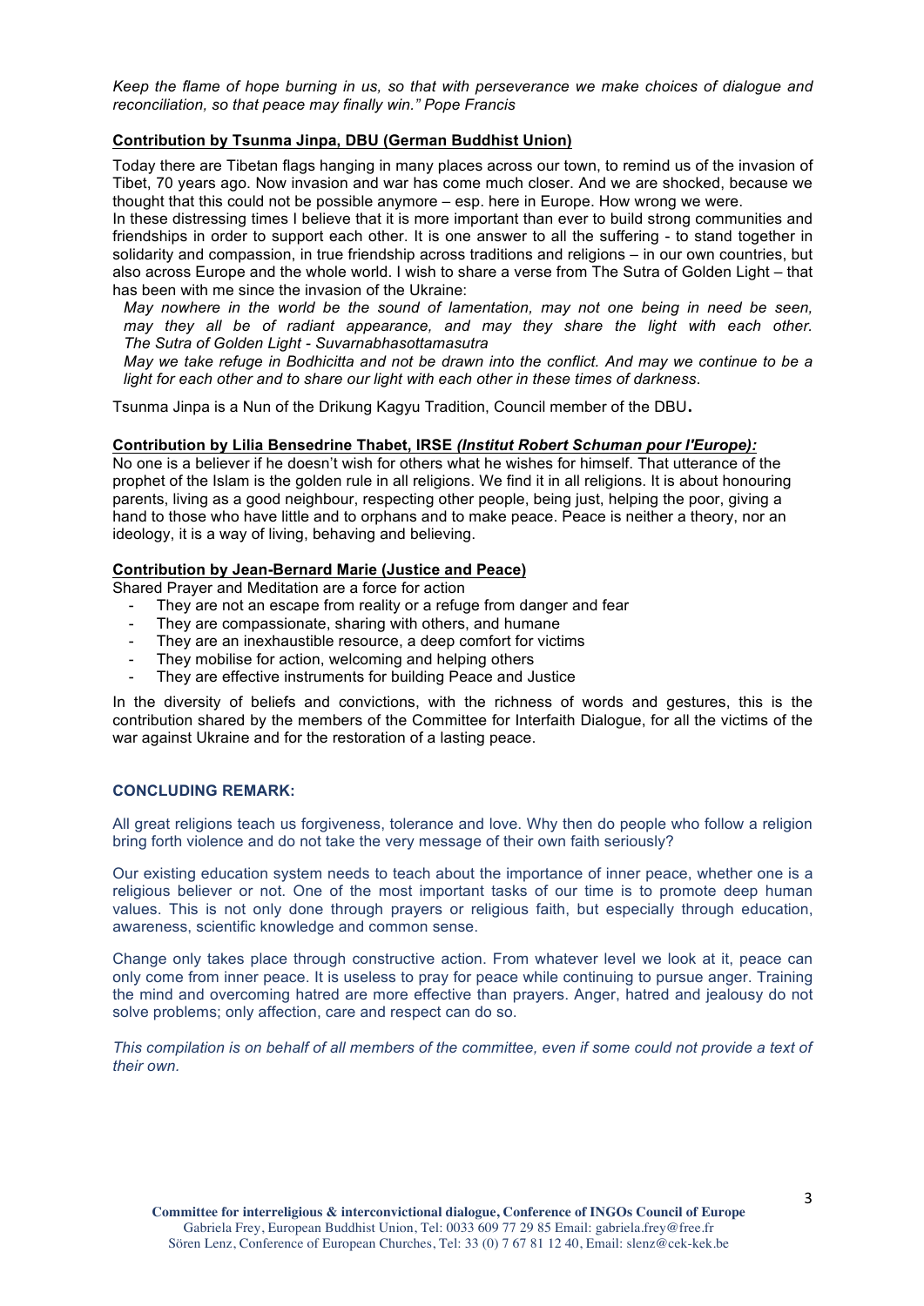*Keep the flame of hope burning in us, so that with perseverance we make choices of dialogue and reconciliation, so that peace may finally win." Pope Francis*

**Contribution by Tsunma Jinpa, DBU (German Buddhist Union)**

Today there are Tibetan flags hanging in many places across our town, to remind us of the invasion of Tibet, 70 years ago. Now invasion and war has come much closer. And we are shocked, because we thought that this could not be possible anymore – esp. here in Europe. How wrong we were.
In these distressing times I believe that it is more important than ever to build strong communities and friendships in order to support each other. It is one answer to all the suffering - to stand together in solidarity and compassion, in true friendship across traditions and religions – in our own countries, but also across Europe and the whole world. I wish to share a verse from The Sutra of Golden Light – that has been with me since the invasion of the Ukraine:

> *May nowhere in the world be the sound of lamentation, may not one being in need be seen, may they all be of radiant appearance, and may they share the light with each other. The Sutra of Golden Light - Suvarnabhasottamasutra*
>
> *May we take refuge in Bodhicitta and not be drawn into the conflict. And may we continue to be a light for each other and to share our light with each other in these times of darkness.*

Tsunma Jinpa is a Nun of the Drikung Kagyu Tradition, Council member of the DBU**.**

**Contribution by Lilia Bensedrine Thabet, IRSE *(Institut Robert Schuman pour l'Europe):***

No one is a believer if he doesn't wish for others what he wishes for himself. That utterance of the prophet of the Islam is the golden rule in all religions. We find it in all religions. It is about honouring parents, living as a good neighbour, respecting other people, being just, helping the poor, giving a hand to those who have little and to orphans and to make peace. Peace is neither a theory, nor an ideology, it is a way of living, behaving and believing.

**Contribution by Jean-Bernard Marie (Justice and Peace)**

Shared Prayer and Meditation are a force for action

- They are not an escape from reality or a refuge from danger and fear
- They are compassionate, sharing with others, and humane
- They are an inexhaustible resource, a deep comfort for victims
- They mobilise for action, welcoming and helping others
- They are effective instruments for building Peace and Justice

In the diversity of beliefs and convictions, with the richness of words and gestures, this is the contribution shared by the members of the Committee for Interfaith Dialogue, for all the victims of the war against Ukraine and for the restoration of a lasting peace.

**CONCLUDING REMARK:**

All great religions teach us forgiveness, tolerance and love. Why then do people who follow a religion bring forth violence and do not take the very message of their own faith seriously?

Our existing education system needs to teach about the importance of inner peace, whether one is a religious believer or not. One of the most important tasks of our time is to promote deep human values. This is not only done through prayers or religious faith, but especially through education, awareness, scientific knowledge and common sense.

Change only takes place through constructive action. From whatever level we look at it, peace can only come from inner peace. It is useless to pray for peace while continuing to pursue anger. Training the mind and overcoming hatred are more effective than prayers. Anger, hatred and jealousy do not solve problems; only affection, care and respect can do so.

*This compilation is on behalf of all members of the committee, even if some could not provide a text of their own.*

**Committee for interreligious & interconvictional dialogue, Conference of INGOs Council of Europe**
Gabriela Frey, European Buddhist Union, Tel: 0033 609 77 29 85 Email: gabriela.frey@free.fr
Sören Lenz, Conference of European Churches, Tel: 33 (0) 7 67 81 12 40, Email: slenz@cek-kek.be